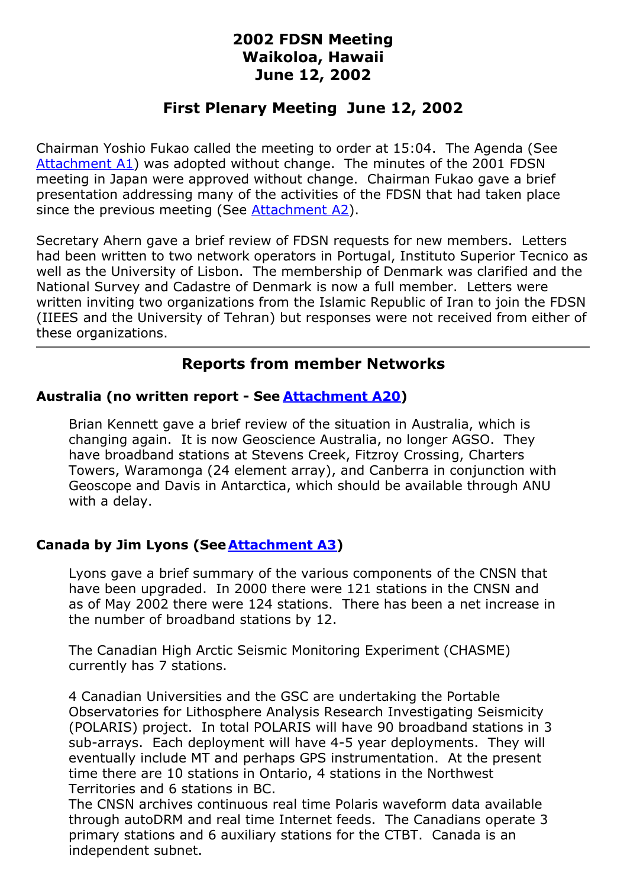# 2002 FDSN Meeting
# Waikoloa, Hawaii
# June 12, 2002

## First Plenary Meeting June 12, 2002

Chairman Yoshio Fukao called the meeting to order at 15:04. The Agenda (See Attachment A1) was adopted without change. The minutes of the 2001 FDSN meeting in Japan were approved without change. Chairman Fukao gave a brief presentation addressing many of the activities of the FDSN that had taken place since the previous meeting (See Attachment A2).

Secretary Ahern gave a brief review of FDSN requests for new members. Letters had been written to two network operators in Portugal, Instituto Superior Tecnico as well as the University of Lisbon. The membership of Denmark was clarified and the National Survey and Cadastre of Denmark is now a full member. Letters were written inviting two organizations from the Islamic Republic of Iran to join the FDSN (IIEES and the University of Tehran) but responses were not received from either of these organizations.

---

## Reports from member Networks

### Australia (no written report - See Attachment A20)

Brian Kennett gave a brief review of the situation in Australia, which is changing again. It is now Geoscience Australia, no longer AGSO. They have broadband stations at Stevens Creek, Fitzroy Crossing, Charters Towers, Waramonga (24 element array), and Canberra in conjunction with Geoscope and Davis in Antarctica, which should be available through ANU with a delay.

### Canada by Jim Lyons (See Attachment A3)

Lyons gave a brief summary of the various components of the CNSN that have been upgraded. In 2000 there were 121 stations in the CNSN and as of May 2002 there were 124 stations. There has been a net increase in the number of broadband stations by 12.

The Canadian High Arctic Seismic Monitoring Experiment (CHASME) currently has 7 stations.

4 Canadian Universities and the GSC are undertaking the Portable Observatories for Lithosphere Analysis Research Investigating Seismicity (POLARIS) project. In total POLARIS will have 90 broadband stations in 3 sub-arrays. Each deployment will have 4-5 year deployments. They will eventually include MT and perhaps GPS instrumentation. At the present time there are 10 stations in Ontario, 4 stations in the Northwest Territories and 6 stations in BC.
The CNSN archives continuous real time Polaris waveform data available through autoDRM and real time Internet feeds. The Canadians operate 3 primary stations and 6 auxiliary stations for the CTBT. Canada is an independent subnet.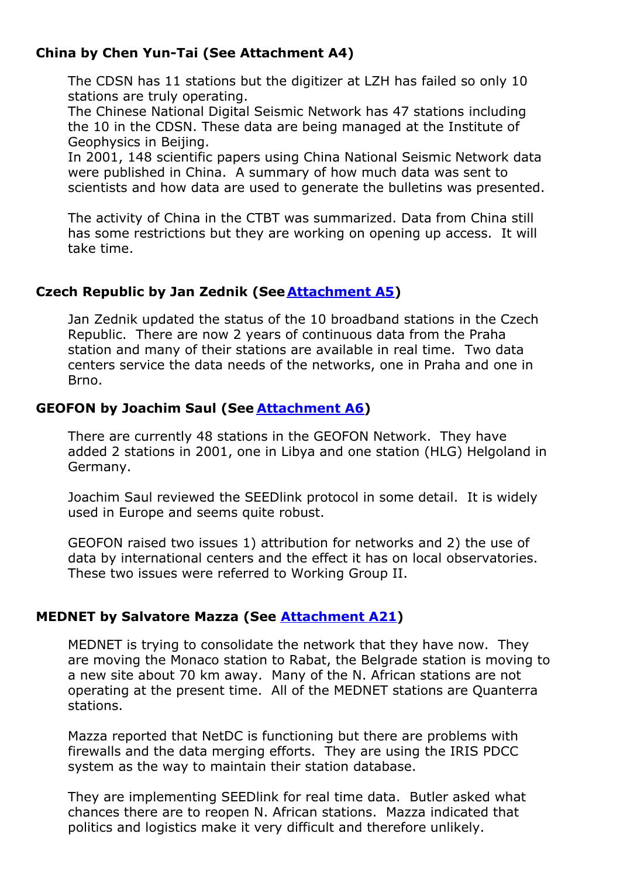### China by Chen Yun-Tai (See Attachment A4)

The CDSN has 11 stations but the digitizer at LZH has failed so only 10 stations are truly operating.
The Chinese National Digital Seismic Network has 47 stations including the 10 in the CDSN. These data are being managed at the Institute of Geophysics in Beijing.
In 2001, 148 scientific papers using China National Seismic Network data were published in China. A summary of how much data was sent to scientists and how data are used to generate the bulletins was presented.

The activity of China in the CTBT was summarized. Data from China still has some restrictions but they are working on opening up access. It will take time.

### Czech Republic by Jan Zednik (See Attachment A5)

Jan Zednik updated the status of the 10 broadband stations in the Czech Republic. There are now 2 years of continuous data from the Praha station and many of their stations are available in real time. Two data centers service the data needs of the networks, one in Praha and one in Brno.

### GEOFON by Joachim Saul (See Attachment A6)

There are currently 48 stations in the GEOFON Network. They have added 2 stations in 2001, one in Libya and one station (HLG) Helgoland in Germany.

Joachim Saul reviewed the SEEDlink protocol in some detail. It is widely used in Europe and seems quite robust.

GEOFON raised two issues 1) attribution for networks and 2) the use of data by international centers and the effect it has on local observatories. These two issues were referred to Working Group II.

### MEDNET by Salvatore Mazza (See Attachment A21)

MEDNET is trying to consolidate the network that they have now. They are moving the Monaco station to Rabat, the Belgrade station is moving to a new site about 70 km away. Many of the N. African stations are not operating at the present time. All of the MEDNET stations are Quanterra stations.

Mazza reported that NetDC is functioning but there are problems with firewalls and the data merging efforts. They are using the IRIS PDCC system as the way to maintain their station database.

They are implementing SEEDlink for real time data. Butler asked what chances there are to reopen N. African stations. Mazza indicated that politics and logistics make it very difficult and therefore unlikely.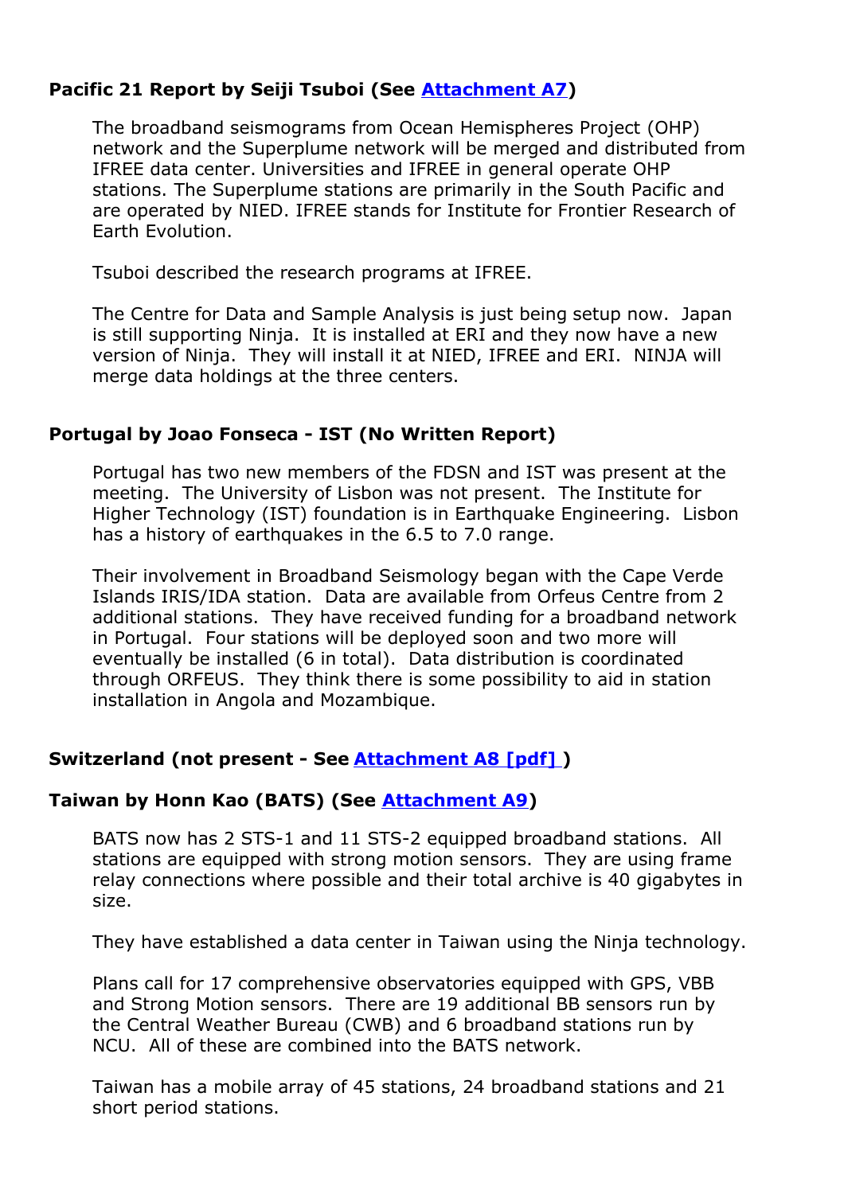### Pacific 21 Report by Seiji Tsuboi (See Attachment A7)

The broadband seismograms from Ocean Hemispheres Project (OHP) network and the Superplume network will be merged and distributed from IFREE data center. Universities and IFREE in general operate OHP stations. The Superplume stations are primarily in the South Pacific and are operated by NIED. IFREE stands for Institute for Frontier Research of Earth Evolution.

Tsuboi described the research programs at IFREE.

The Centre for Data and Sample Analysis is just being setup now. Japan is still supporting Ninja. It is installed at ERI and they now have a new version of Ninja. They will install it at NIED, IFREE and ERI. NINJA will merge data holdings at the three centers.

### Portugal by Joao Fonseca - IST (No Written Report)

Portugal has two new members of the FDSN and IST was present at the meeting. The University of Lisbon was not present. The Institute for Higher Technology (IST) foundation is in Earthquake Engineering. Lisbon has a history of earthquakes in the 6.5 to 7.0 range.

Their involvement in Broadband Seismology began with the Cape Verde Islands IRIS/IDA station. Data are available from Orfeus Centre from 2 additional stations. They have received funding for a broadband network in Portugal. Four stations will be deployed soon and two more will eventually be installed (6 in total). Data distribution is coordinated through ORFEUS. They think there is some possibility to aid in station installation in Angola and Mozambique.

### Switzerland (not present - See Attachment A8 [pdf] )

### Taiwan by Honn Kao (BATS) (See Attachment A9)

BATS now has 2 STS-1 and 11 STS-2 equipped broadband stations. All stations are equipped with strong motion sensors. They are using frame relay connections where possible and their total archive is 40 gigabytes in size.

They have established a data center in Taiwan using the Ninja technology.

Plans call for 17 comprehensive observatories equipped with GPS, VBB and Strong Motion sensors. There are 19 additional BB sensors run by the Central Weather Bureau (CWB) and 6 broadband stations run by NCU. All of these are combined into the BATS network.

Taiwan has a mobile array of 45 stations, 24 broadband stations and 21 short period stations.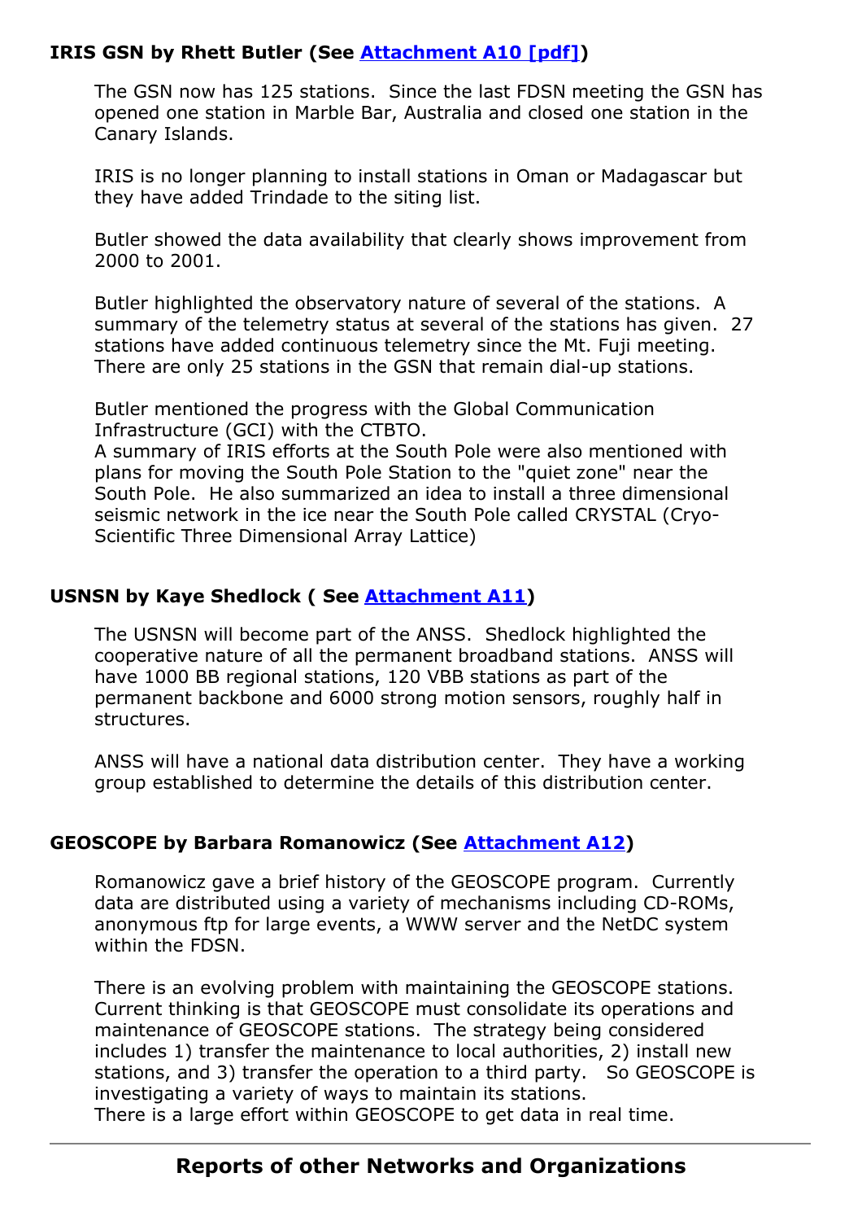**IRIS GSN by Rhett Butler (See [Attachment A10 [pdf]])**

The GSN now has 125 stations. Since the last FDSN meeting the GSN has opened one station in Marble Bar, Australia and closed one station in the Canary Islands.

IRIS is no longer planning to install stations in Oman or Madagascar but they have added Trindade to the siting list.

Butler showed the data availability that clearly shows improvement from 2000 to 2001.

Butler highlighted the observatory nature of several of the stations. A summary of the telemetry status at several of the stations has given. 27 stations have added continuous telemetry since the Mt. Fuji meeting. There are only 25 stations in the GSN that remain dial-up stations.

Butler mentioned the progress with the Global Communication Infrastructure (GCI) with the CTBTO.
A summary of IRIS efforts at the South Pole were also mentioned with plans for moving the South Pole Station to the "quiet zone" near the South Pole. He also summarized an idea to install a three dimensional seismic network in the ice near the South Pole called CRYSTAL (Cryo-Scientific Three Dimensional Array Lattice)

**USNSN by Kaye Shedlock ( See [Attachment A11])**

The USNSN will become part of the ANSS. Shedlock highlighted the cooperative nature of all the permanent broadband stations. ANSS will have 1000 BB regional stations, 120 VBB stations as part of the permanent backbone and 6000 strong motion sensors, roughly half in structures.

ANSS will have a national data distribution center. They have a working group established to determine the details of this distribution center.

**GEOSCOPE by Barbara Romanowicz (See [Attachment A12])**

Romanowicz gave a brief history of the GEOSCOPE program. Currently data are distributed using a variety of mechanisms including CD-ROMs, anonymous ftp for large events, a WWW server and the NetDC system within the FDSN.

There is an evolving problem with maintaining the GEOSCOPE stations. Current thinking is that GEOSCOPE must consolidate its operations and maintenance of GEOSCOPE stations. The strategy being considered includes 1) transfer the maintenance to local authorities, 2) install new stations, and 3) transfer the operation to a third party. So GEOSCOPE is investigating a variety of ways to maintain its stations.
There is a large effort within GEOSCOPE to get data in real time.

---

## Reports of other Networks and Organizations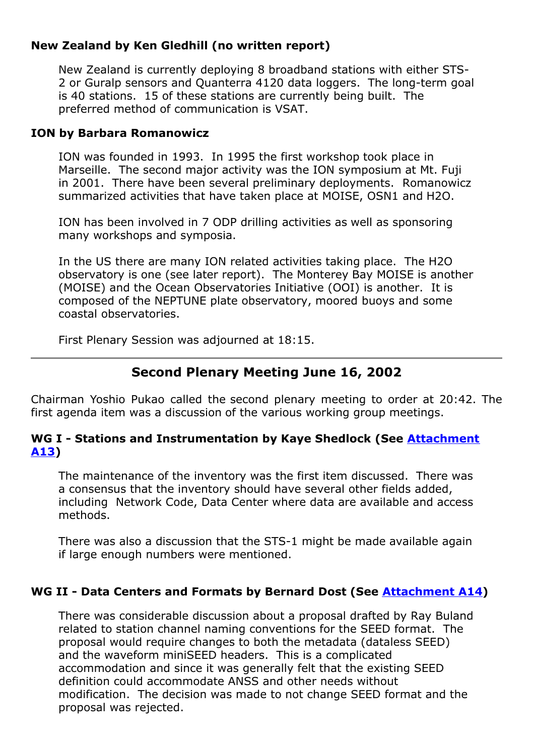#### New Zealand by Ken Gledhill (no written report)

New Zealand is currently deploying 8 broadband stations with either STS-2 or Guralp sensors and Quanterra 4120 data loggers. The long-term goal is 40 stations. 15 of these stations are currently being built. The preferred method of communication is VSAT.

#### ION by Barbara Romanowicz

ION was founded in 1993. In 1995 the first workshop took place in Marseille. The second major activity was the ION symposium at Mt. Fuji in 2001. There have been several preliminary deployments. Romanowicz summarized activities that have taken place at MOISE, OSN1 and H2O.

ION has been involved in 7 ODP drilling activities as well as sponsoring many workshops and symposia.

In the US there are many ION related activities taking place. The H2O observatory is one (see later report). The Monterey Bay MOISE is another (MOISE) and the Ocean Observatories Initiative (OOI) is another. It is composed of the NEPTUNE plate observatory, moored buoys and some coastal observatories.

First Plenary Session was adjourned at 18:15.

---

## Second Plenary Meeting June 16, 2002

Chairman Yoshio Pukao called the second plenary meeting to order at 20:42. The first agenda item was a discussion of the various working group meetings.

#### WG I - Stations and Instrumentation by Kaye Shedlock (See [Attachment A13](#))

The maintenance of the inventory was the first item discussed. There was a consensus that the inventory should have several other fields added, including Network Code, Data Center where data are available and access methods.

There was also a discussion that the STS-1 might be made available again if large enough numbers were mentioned.

#### WG II - Data Centers and Formats by Bernard Dost (See [Attachment A14](#))

There was considerable discussion about a proposal drafted by Ray Buland related to station channel naming conventions for the SEED format. The proposal would require changes to both the metadata (dataless SEED) and the waveform miniSEED headers. This is a complicated accommodation and since it was generally felt that the existing SEED definition could accommodate ANSS and other needs without modification. The decision was made to not change SEED format and the proposal was rejected.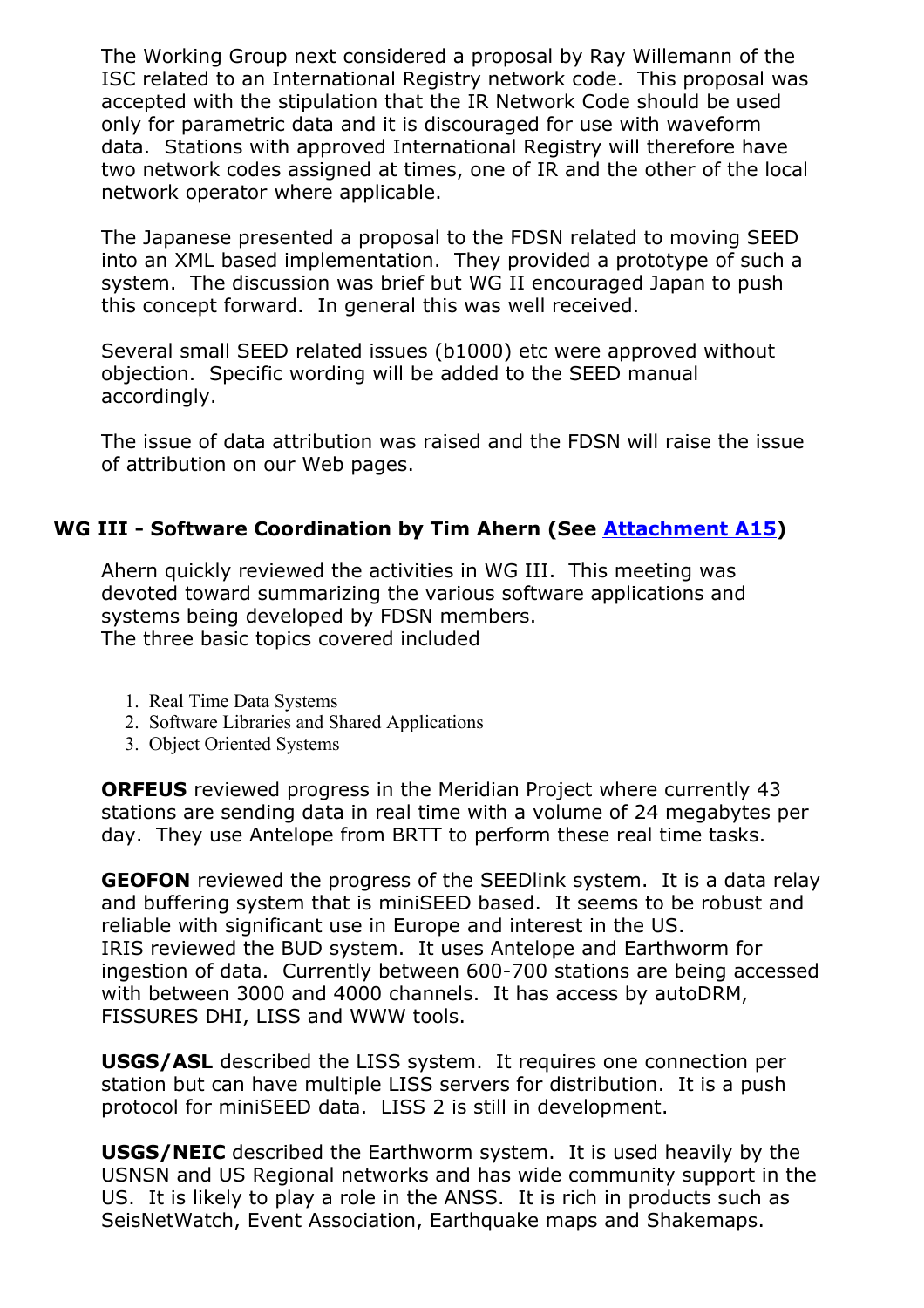The Working Group next considered a proposal by Ray Willemann of the ISC related to an International Registry network code. This proposal was accepted with the stipulation that the IR Network Code should be used only for parametric data and it is discouraged for use with waveform data. Stations with approved International Registry will therefore have two network codes assigned at times, one of IR and the other of the local network operator where applicable.

The Japanese presented a proposal to the FDSN related to moving SEED into an XML based implementation. They provided a prototype of such a system. The discussion was brief but WG II encouraged Japan to push this concept forward. In general this was well received.

Several small SEED related issues (b1000) etc were approved without objection. Specific wording will be added to the SEED manual accordingly.

The issue of data attribution was raised and the FDSN will raise the issue of attribution on our Web pages.

### WG III - Software Coordination by Tim Ahern (See Attachment A15)

Ahern quickly reviewed the activities in WG III. This meeting was devoted toward summarizing the various software applications and systems being developed by FDSN members.
The three basic topics covered included

1. Real Time Data Systems
2. Software Libraries and Shared Applications
3. Object Oriented Systems

**ORFEUS** reviewed progress in the Meridian Project where currently 43 stations are sending data in real time with a volume of 24 megabytes per day. They use Antelope from BRTT to perform these real time tasks.

**GEOFON** reviewed the progress of the SEEDlink system. It is a data relay and buffering system that is miniSEED based. It seems to be robust and reliable with significant use in Europe and interest in the US.
IRIS reviewed the BUD system. It uses Antelope and Earthworm for ingestion of data. Currently between 600-700 stations are being accessed with between 3000 and 4000 channels. It has access by autoDRM, FISSURES DHI, LISS and WWW tools.

**USGS/ASL** described the LISS system. It requires one connection per station but can have multiple LISS servers for distribution. It is a push protocol for miniSEED data. LISS 2 is still in development.

**USGS/NEIC** described the Earthworm system. It is used heavily by the USNSN and US Regional networks and has wide community support in the US. It is likely to play a role in the ANSS. It is rich in products such as SeisNetWatch, Event Association, Earthquake maps and Shakemaps.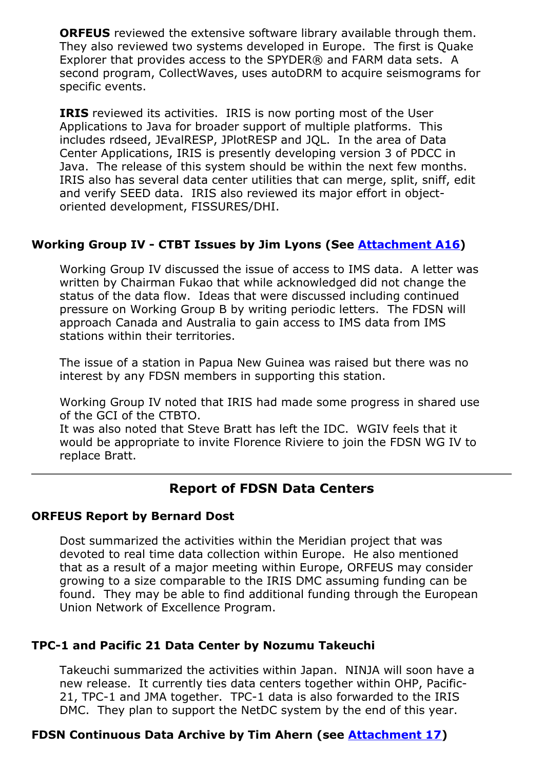**ORFEUS** reviewed the extensive software library available through them. They also reviewed two systems developed in Europe. The first is Quake Explorer that provides access to the SPYDER® and FARM data sets. A second program, CollectWaves, uses autoDRM to acquire seismograms for specific events.

**IRIS** reviewed its activities. IRIS is now porting most of the User Applications to Java for broader support of multiple platforms. This includes rdseed, JEvalRESP, JPlotRESP and JQL. In the area of Data Center Applications, IRIS is presently developing version 3 of PDCC in Java. The release of this system should be within the next few months. IRIS also has several data center utilities that can merge, split, sniff, edit and verify SEED data. IRIS also reviewed its major effort in object-oriented development, FISSURES/DHI.

### Working Group IV - CTBT Issues by Jim Lyons (See Attachment A16)

Working Group IV discussed the issue of access to IMS data. A letter was written by Chairman Fukao that while acknowledged did not change the status of the data flow. Ideas that were discussed including continued pressure on Working Group B by writing periodic letters. The FDSN will approach Canada and Australia to gain access to IMS data from IMS stations within their territories.

The issue of a station in Papua New Guinea was raised but there was no interest by any FDSN members in supporting this station.

Working Group IV noted that IRIS had made some progress in shared use of the GCI of the CTBTO.
It was also noted that Steve Bratt has left the IDC. WGIV feels that it would be appropriate to invite Florence Riviere to join the FDSN WG IV to replace Bratt.

---

## Report of FDSN Data Centers

### ORFEUS Report by Bernard Dost

Dost summarized the activities within the Meridian project that was devoted to real time data collection within Europe. He also mentioned that as a result of a major meeting within Europe, ORFEUS may consider growing to a size comparable to the IRIS DMC assuming funding can be found. They may be able to find additional funding through the European Union Network of Excellence Program.

### TPC-1 and Pacific 21 Data Center by Nozumu Takeuchi

Takeuchi summarized the activities within Japan. NINJA will soon have a new release. It currently ties data centers together within OHP, Pacific-21, TPC-1 and JMA together. TPC-1 data is also forwarded to the IRIS DMC. They plan to support the NetDC system by the end of this year.

### FDSN Continuous Data Archive by Tim Ahern (see Attachment 17)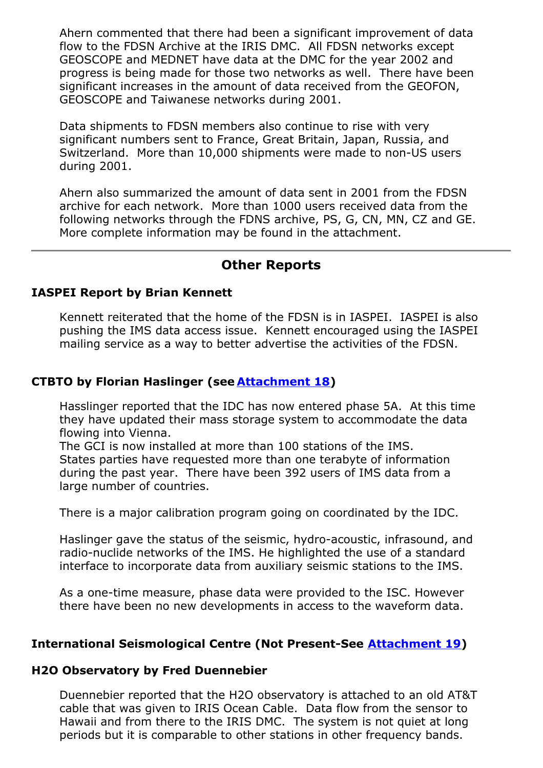Ahern commented that there had been a significant improvement of data flow to the FDSN Archive at the IRIS DMC. All FDSN networks except GEOSCOPE and MEDNET have data at the DMC for the year 2002 and progress is being made for those two networks as well. There have been significant increases in the amount of data received from the GEOFON, GEOSCOPE and Taiwanese networks during 2001.

Data shipments to FDSN members also continue to rise with very significant numbers sent to France, Great Britain, Japan, Russia, and Switzerland. More than 10,000 shipments were made to non-US users during 2001.

Ahern also summarized the amount of data sent in 2001 from the FDSN archive for each network. More than 1000 users received data from the following networks through the FDNS archive, PS, G, CN, MN, CZ and GE. More complete information may be found in the attachment.

---

## Other Reports

### IASPEI Report by Brian Kennett

Kennett reiterated that the home of the FDSN is in IASPEI. IASPEI is also pushing the IMS data access issue. Kennett encouraged using the IASPEI mailing service as a way to better advertise the activities of the FDSN.

### CTBTO by Florian Haslinger (see Attachment 18)

Hasslinger reported that the IDC has now entered phase 5A. At this time they have updated their mass storage system to accommodate the data flowing into Vienna.
The GCI is now installed at more than 100 stations of the IMS.
States parties have requested more than one terabyte of information during the past year. There have been 392 users of IMS data from a large number of countries.

There is a major calibration program going on coordinated by the IDC.

Haslinger gave the status of the seismic, hydro-acoustic, infrasound, and radio-nuclide networks of the IMS. He highlighted the use of a standard interface to incorporate data from auxiliary seismic stations to the IMS.

As a one-time measure, phase data were provided to the ISC. However there have been no new developments in access to the waveform data.

### International Seismological Centre (Not Present-See Attachment 19)

### H2O Observatory by Fred Duennebier

Duennebier reported that the H2O observatory is attached to an old AT&T cable that was given to IRIS Ocean Cable. Data flow from the sensor to Hawaii and from there to the IRIS DMC. The system is not quiet at long periods but it is comparable to other stations in other frequency bands.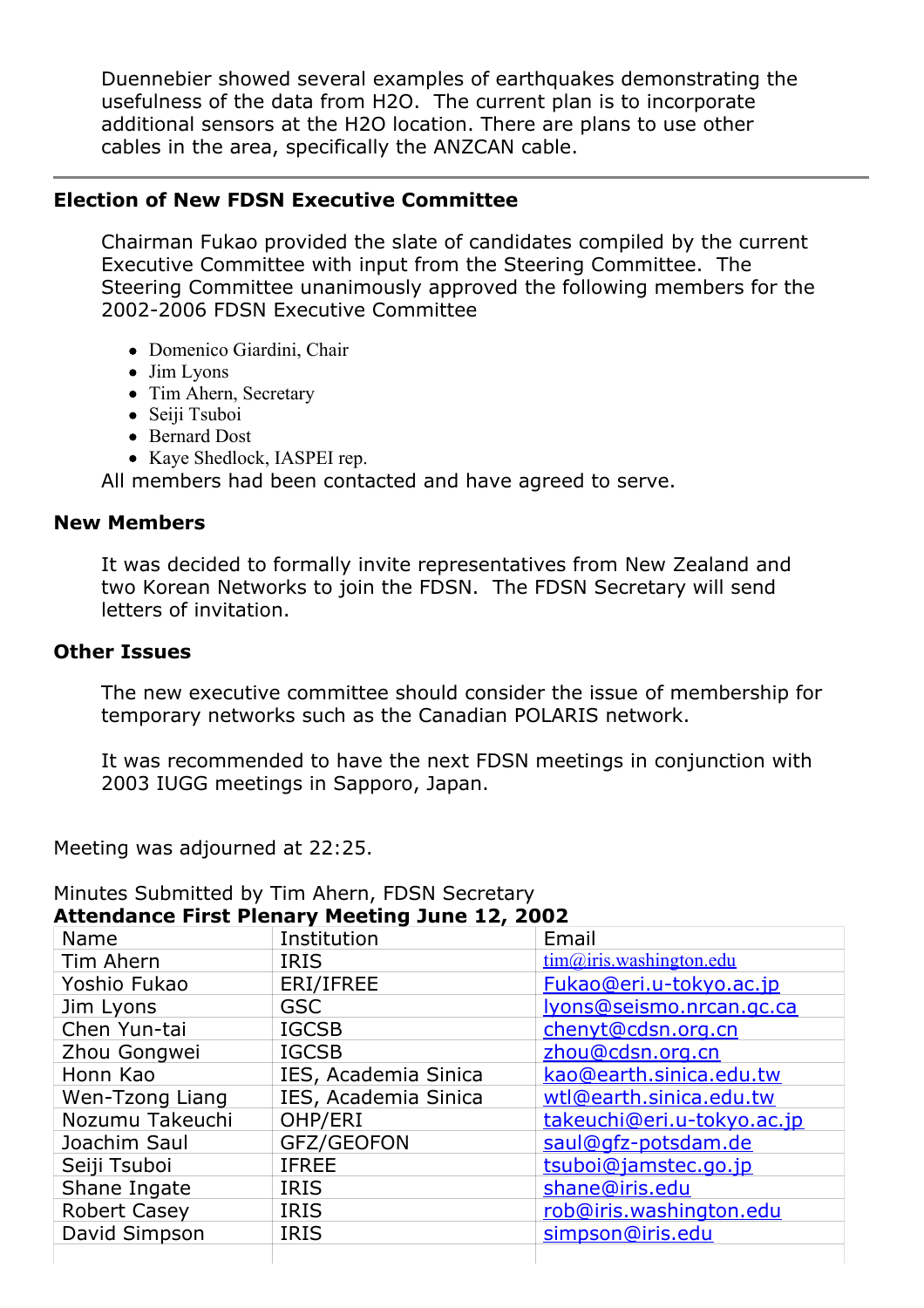Duennebier showed several examples of earthquakes demonstrating the usefulness of the data from H2O. The current plan is to incorporate additional sensors at the H2O location. There are plans to use other cables in the area, specifically the ANZCAN cable.

---

### Election of New FDSN Executive Committee

Chairman Fukao provided the slate of candidates compiled by the current Executive Committee with input from the Steering Committee. The Steering Committee unanimously approved the following members for the 2002-2006 FDSN Executive Committee

- Domenico Giardini, Chair
- Jim Lyons
- Tim Ahern, Secretary
- Seiji Tsuboi
- Bernard Dost
- Kaye Shedlock, IASPEI rep.

All members had been contacted and have agreed to serve.

### New Members

It was decided to formally invite representatives from New Zealand and two Korean Networks to join the FDSN. The FDSN Secretary will send letters of invitation.

### Other Issues

The new executive committee should consider the issue of membership for temporary networks such as the Canadian POLARIS network.

It was recommended to have the next FDSN meetings in conjunction with 2003 IUGG meetings in Sapporo, Japan.

Meeting was adjourned at 22:25.

Minutes Submitted by Tim Ahern, FDSN Secretary

**Attendance First Plenary Meeting June 12, 2002**

| Name | Institution | Email |
|---|---|---|
| Tim Ahern | IRIS | tim@iris.washington.edu |
| Yoshio Fukao | ERI/IFREE | Fukao@eri.u-tokyo.ac.jp |
| Jim Lyons | GSC | lyons@seismo.nrcan.gc.ca |
| Chen Yun-tai | IGCSB | chenyt@cdsn.org.cn |
| Zhou Gongwei | IGCSB | zhou@cdsn.org.cn |
| Honn Kao | IES, Academia Sinica | kao@earth.sinica.edu.tw |
| Wen-Tzong Liang | IES, Academia Sinica | wtl@earth.sinica.edu.tw |
| Nozumu Takeuchi | OHP/ERI | takeuchi@eri.u-tokyo.ac.jp |
| Joachim Saul | GFZ/GEOFON | saul@gfz-potsdam.de |
| Seiji Tsuboi | IFREE | tsuboi@jamstec.go.jp |
| Shane Ingate | IRIS | shane@iris.edu |
| Robert Casey | IRIS | rob@iris.washington.edu |
| David Simpson | IRIS | simpson@iris.edu |
| | | |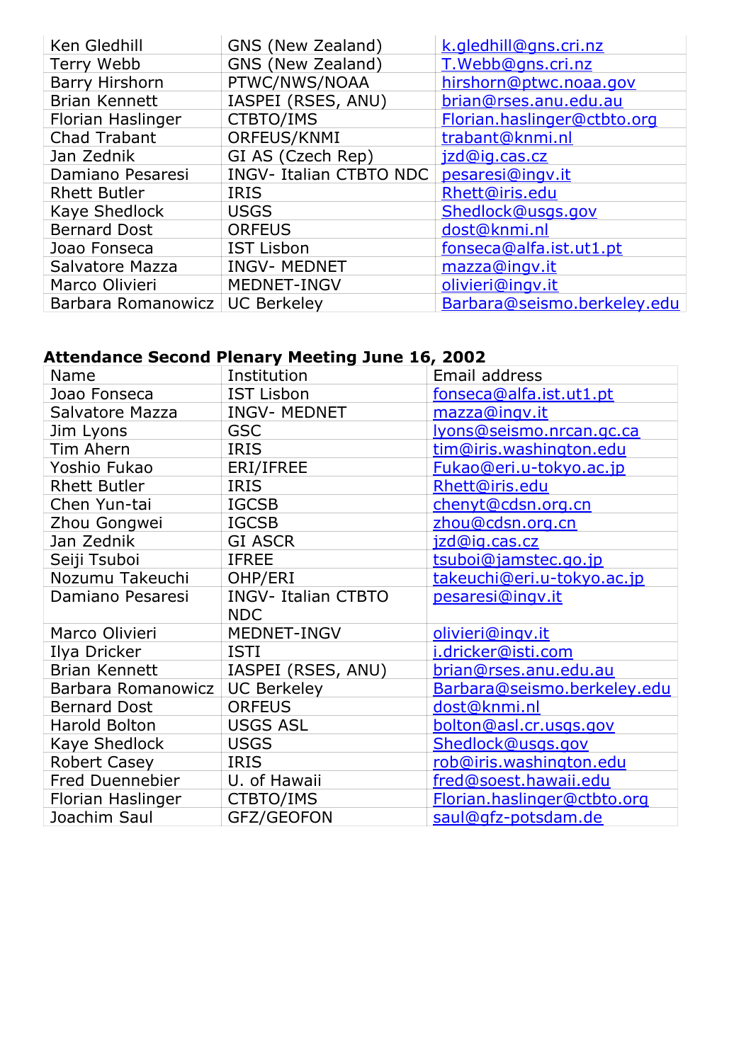| | | |
|---|---|---|
| Ken Gledhill | GNS (New Zealand) | k.gledhill@gns.cri.nz |
| Terry Webb | GNS (New Zealand) | T.Webb@gns.cri.nz |
| Barry Hirshorn | PTWC/NWS/NOAA | hirshorn@ptwc.noaa.gov |
| Brian Kennett | IASPEI (RSES, ANU) | brian@rses.anu.edu.au |
| Florian Haslinger | CTBTO/IMS | Florian.haslinger@ctbto.org |
| Chad Trabant | ORFEUS/KNMI | trabant@knmi.nl |
| Jan Zednik | GI AS (Czech Rep) | jzd@ig.cas.cz |
| Damiano Pesaresi | INGV- Italian CTBTO NDC | pesaresi@ingv.it |
| Rhett Butler | IRIS | Rhett@iris.edu |
| Kaye Shedlock | USGS | Shedlock@usgs.gov |
| Bernard Dost | ORFEUS | dost@knmi.nl |
| Joao Fonseca | IST Lisbon | fonseca@alfa.ist.ut1.pt |
| Salvatore Mazza | INGV- MEDNET | mazza@ingv.it |
| Marco Olivieri | MEDNET-INGV | olivieri@ingv.it |
| Barbara Romanowicz | UC Berkeley | Barbara@seismo.berkeley.edu |

**Attendance Second Plenary Meeting June 16, 2002**

| Name | Institution | Email address |
|---|---|---|
| Joao Fonseca | IST Lisbon | fonseca@alfa.ist.ut1.pt |
| Salvatore Mazza | INGV- MEDNET | mazza@ingv.it |
| Jim Lyons | GSC | lyons@seismo.nrcan.gc.ca |
| Tim Ahern | IRIS | tim@iris.washington.edu |
| Yoshio Fukao | ERI/IFREE | Fukao@eri.u-tokyo.ac.jp |
| Rhett Butler | IRIS | Rhett@iris.edu |
| Chen Yun-tai | IGCSB | chenyt@cdsn.org.cn |
| Zhou Gongwei | IGCSB | zhou@cdsn.org.cn |
| Jan Zednik | GI ASCR | jzd@ig.cas.cz |
| Seiji Tsuboi | IFREE | tsuboi@jamstec.go.jp |
| Nozumu Takeuchi | OHP/ERI | takeuchi@eri.u-tokyo.ac.jp |
| Damiano Pesaresi | INGV- Italian CTBTO NDC | pesaresi@ingv.it |
| Marco Olivieri | MEDNET-INGV | olivieri@ingv.it |
| Ilya Dricker | ISTI | i.dricker@isti.com |
| Brian Kennett | IASPEI (RSES, ANU) | brian@rses.anu.edu.au |
| Barbara Romanowicz | UC Berkeley | Barbara@seismo.berkeley.edu |
| Bernard Dost | ORFEUS | dost@knmi.nl |
| Harold Bolton | USGS ASL | bolton@asl.cr.usgs.gov |
| Kaye Shedlock | USGS | Shedlock@usgs.gov |
| Robert Casey | IRIS | rob@iris.washington.edu |
| Fred Duennebier | U. of Hawaii | fred@soest.hawaii.edu |
| Florian Haslinger | CTBTO/IMS | Florian.haslinger@ctbto.org |
| Joachim Saul | GFZ/GEOFON | saul@gfz-potsdam.de |